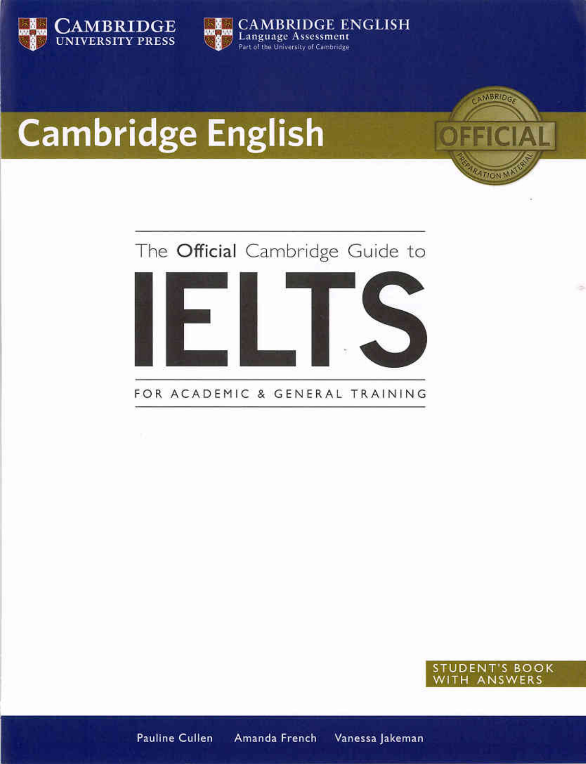CAMBRIDGE
UNIVERSITY PRESS

CAMBRIDGE ENGLISH
Language Assessment
Part of the University of Cambridge

# Cambridge English

CAMBRIDGE OFFICIAL PREPARATION MATERIAL

The **Official** Cambridge Guide to

# IELTS

FOR ACADEMIC & GENERAL TRAINING

STUDENT'S BOOK WITH ANSWERS

Pauline Cullen Amanda French Vanessa Jakeman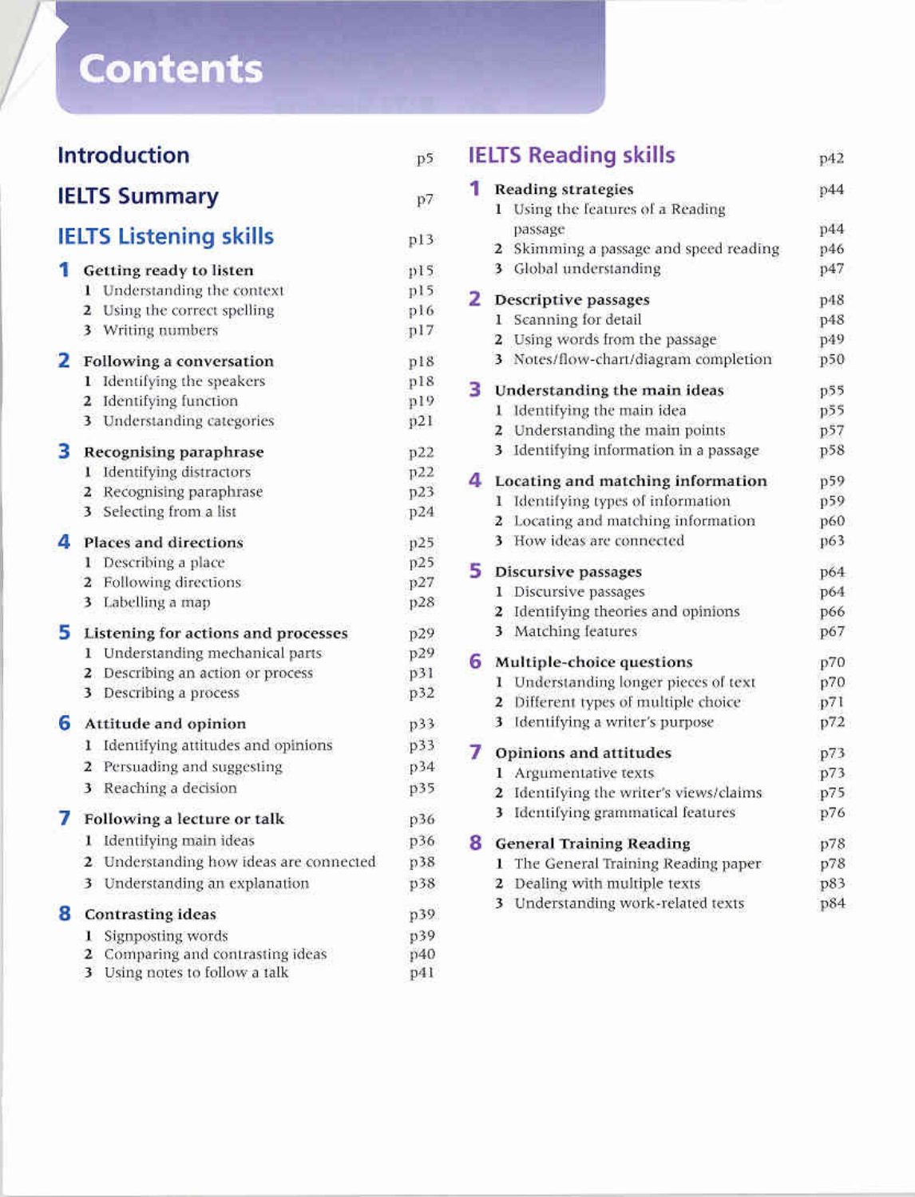# Contents

## Introduction p5

## IELTS Summary p7

## IELTS Listening skills p13

**1 Getting ready to listen** p15
1. Understanding the context p15
2. Using the correct spelling p16
3. Writing numbers p17

**2 Following a conversation** p18
1. Identifying the speakers p18
2. Identifying function p19
3. Understanding categories p21

**3 Recognising paraphrase** p22
1. Identifying distractors p22
2. Recognising paraphrase p23
3. Selecting from a list p24

**4 Places and directions** p25
1. Describing a place p25
2. Following directions p27
3. Labelling a map p28

**5 Listening for actions and processes** p29
1. Understanding mechanical parts p29
2. Describing an action or process p31
3. Describing a process p32

**6 Attitude and opinion** p33
1. Identifying attitudes and opinions p33
2. Persuading and suggesting p34
3. Reaching a decision p35

**7 Following a lecture or talk** p36
1. Identifying main ideas p36
2. Understanding how ideas are connected p38
3. Understanding an explanation p38

**8 Contrasting ideas** p39
1. Signposting words p39
2. Comparing and contrasting ideas p40
3. Using notes to follow a talk p41

## IELTS Reading skills p42

**1 Reading strategies** p44
1. Using the features of a Reading passage p44
2. Skimming a passage and speed reading p46
3. Global understanding p47

**2 Descriptive passages** p48
1. Scanning for detail p48
2. Using words from the passage p49
3. Notes/flow-chart/diagram completion p50

**3 Understanding the main ideas** p55
1. Identifying the main idea p55
2. Understanding the main points p57
3. Identifying information in a passage p58

**4 Locating and matching information** p59
1. Identifying types of information p59
2. Locating and matching information p60
3. How ideas are connected p63

**5 Discursive passages** p64
1. Discursive passages p64
2. Identifying theories and opinions p66
3. Matching features p67

**6 Multiple-choice questions** p70
1. Understanding longer pieces of text p70
2. Different types of multiple choice p71
3. Identifying a writer's purpose p72

**7 Opinions and attitudes** p73
1. Argumentative texts p73
2. Identifying the writer's views/claims p75
3. Identifying grammatical features p76

**8 General Training Reading** p78
1. The General Training Reading paper p78
2. Dealing with multiple texts p83
3. Understanding work-related texts p84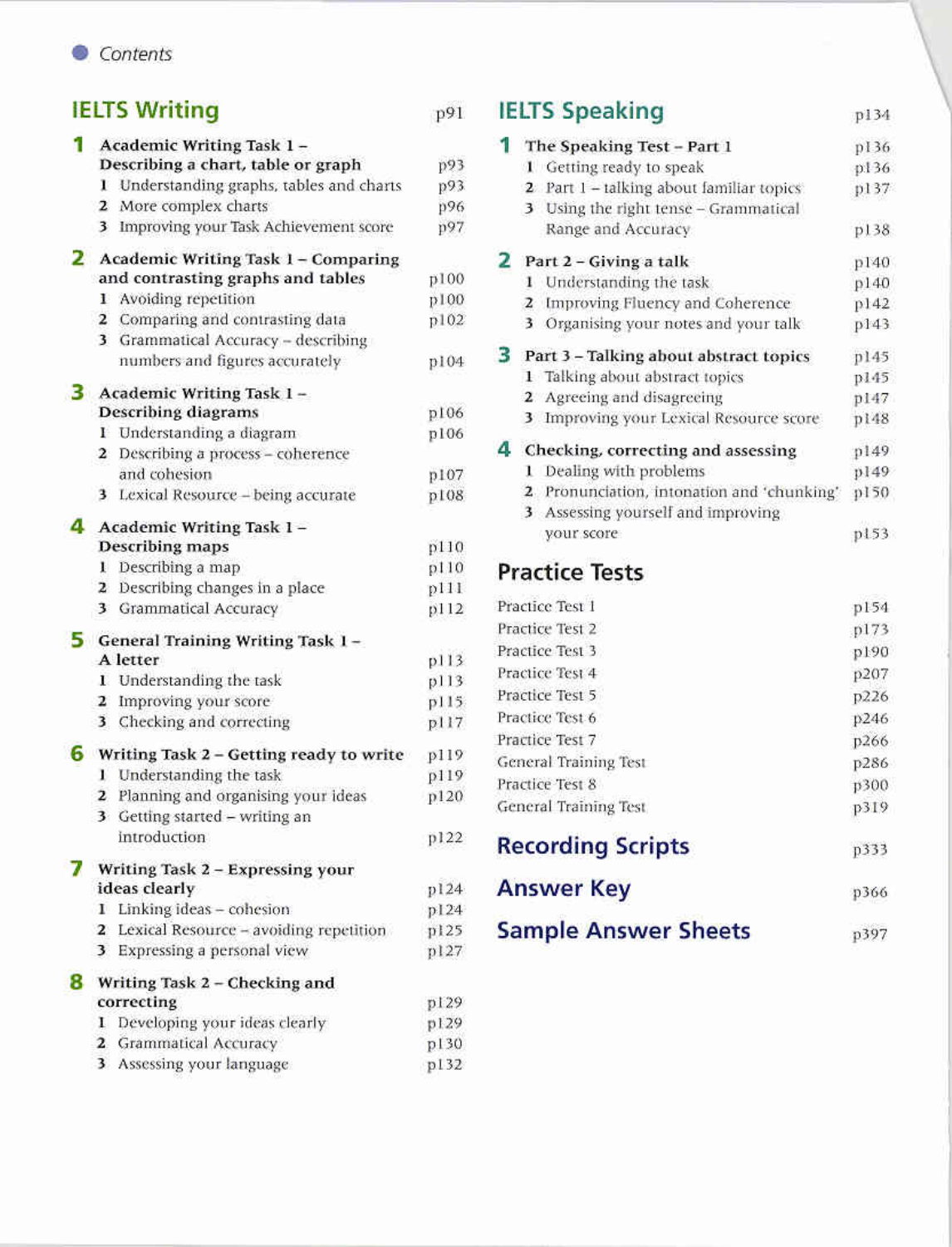Contents

## IELTS Writing p91

### 1 Academic Writing Task 1 – Describing a chart, table or graph p93

1. Understanding graphs, tables and charts p93
2. More complex charts p96
3. Improving your Task Achievement score p97

### 2 Academic Writing Task 1 – Comparing and contrasting graphs and tables p100

1. Avoiding repetition p100
2. Comparing and contrasting data p102
3. Grammatical Accuracy – describing numbers and figures accurately p104

### 3 Academic Writing Task 1 – Describing diagrams p106

1. Understanding a diagram p106
2. Describing a process – coherence and cohesion p107
3. Lexical Resource – being accurate p108

### 4 Academic Writing Task 1 – Describing maps p110

1. Describing a map p110
2. Describing changes in a place p111
3. Grammatical Accuracy p112

### 5 General Training Writing Task 1 – A letter p113

1. Understanding the task p113
2. Improving your score p115
3. Checking and correcting p117

### 6 Writing Task 2 – Getting ready to write p119

1. Understanding the task p119
2. Planning and organising your ideas p120
3. Getting started – writing an introduction p122

### 7 Writing Task 2 – Expressing your ideas clearly p124

1. Linking ideas – cohesion p124
2. Lexical Resource – avoiding repetition p125
3. Expressing a personal view p127

### 8 Writing Task 2 – Checking and correcting p129

1. Developing your ideas clearly p129
2. Grammatical Accuracy p130
3. Assessing your language p132

## IELTS Speaking p134

### 1 The Speaking Test – Part 1 p136

1. Getting ready to speak p136
2. Part 1 – talking about familiar topics p137
3. Using the right tense – Grammatical Range and Accuracy p138

### 2 Part 2 – Giving a talk p140

1. Understanding the task p140
2. Improving Fluency and Coherence p142
3. Organising your notes and your talk p143

### 3 Part 3 – Talking about abstract topics p145

1. Talking about abstract topics p145
2. Agreeing and disagreeing p147
3. Improving your Lexical Resource score p148

### 4 Checking, correcting and assessing p149

1. Dealing with problems p149
2. Pronunciation, intonation and 'chunking' p150
3. Assessing yourself and improving your score p153

## Practice Tests

| | |
|---|---|
| Practice Test 1 | p154 |
| Practice Test 2 | p173 |
| Practice Test 3 | p190 |
| Practice Test 4 | p207 |
| Practice Test 5 | p226 |
| Practice Test 6 | p246 |
| Practice Test 7 | p266 |
| General Training Test | p286 |
| Practice Test 8 | p300 |
| General Training Test | p319 |

## Recording Scripts p333

## Answer Key p366

## Sample Answer Sheets p397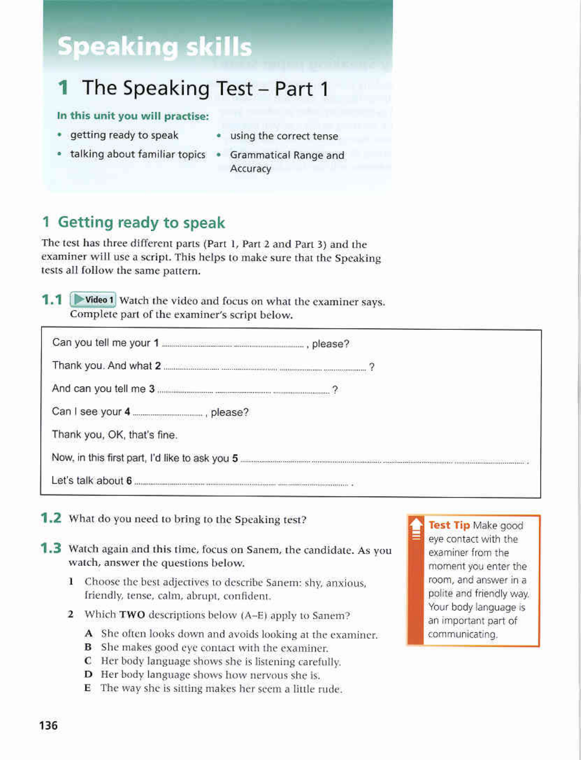# Speaking skills

## 1 The Speaking Test – Part 1

**In this unit you will practise:**

- getting ready to speak
- talking about familiar topics
- using the correct tense
- Grammatical Range and Accuracy

## 1 Getting ready to speak

The test has three different parts (Part 1, Part 2 and Part 3) and the examiner will use a script. This helps to make sure that the Speaking tests all follow the same pattern.

**1.1** ▶ **Video 1** Watch the video and focus on what the examiner says. Complete part of the examiner's script below.

> Can you tell me your **1** .................... .................... , please?
>
> Thank you. And what **2** .................... .................... .................... .................... ?
>
> And can you tell me **3** .................... .................... .................... ?
>
> Can I see your **4** .................... , please?
>
> Thank you, OK, that's fine.
>
> Now, in this first part, I'd like to ask you **5** .................... .................... .................... .................... .
>
> Let's talk about **6** .................... .................... .................... .

**1.2** What do you need to bring to the Speaking test?

**1.3** Watch again and this time, focus on Sanem, the candidate. As you watch, answer the questions below.

1. Choose the best adjectives to describe Sanem: shy, anxious, friendly, tense, calm, abrupt, confident.
2. Which **TWO** descriptions below (A–E) apply to Sanem?

   **A** She often looks down and avoids looking at the examiner.
   **B** She makes good eye contact with the examiner.
   **C** Her body language shows she is listening carefully.
   **D** Her body language shows how nervous she is.
   **E** The way she is sitting makes her seem a little rude.

> **Test Tip** Make good eye contact with the examiner from the moment you enter the room, and answer in a polite and friendly way. Your body language is an important part of communicating.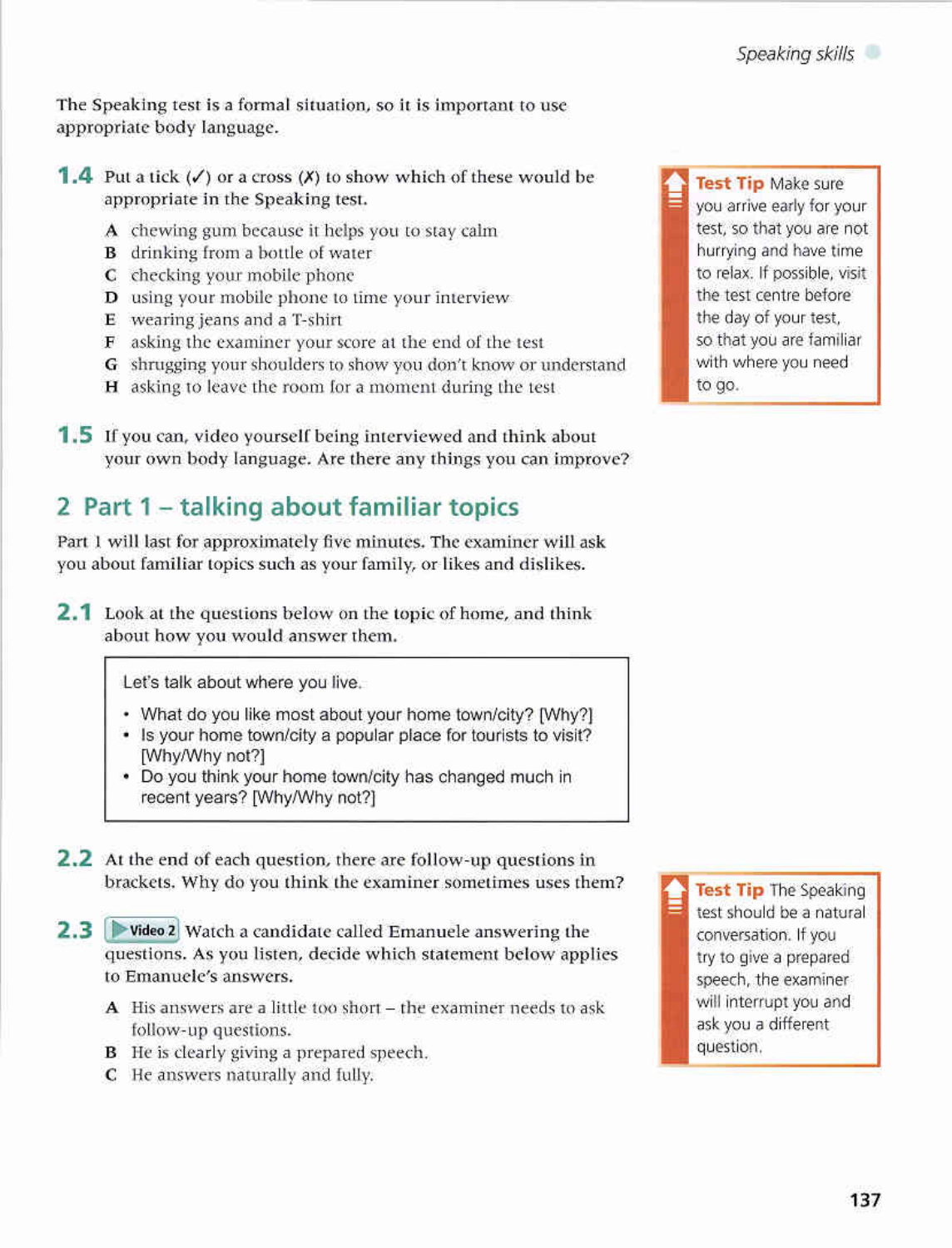The Speaking test is a formal situation, so it is important to use appropriate body language.

**1.4** Put a tick (✓) or a cross (✗) to show which of these would be appropriate in the Speaking test.

- **A** chewing gum because it helps you to stay calm
- **B** drinking from a bottle of water
- **C** checking your mobile phone
- **D** using your mobile phone to time your interview
- **E** wearing jeans and a T-shirt
- **F** asking the examiner your score at the end of the test
- **G** shrugging your shoulders to show you don't know or understand
- **H** asking to leave the room for a moment during the test

> **Test Tip** Make sure you arrive early for your test, so that you are not hurrying and have time to relax. If possible, visit the test centre before the day of your test, so that you are familiar with where you need to go.

**1.5** If you can, video yourself being interviewed and think about your own body language. Are there any things you can improve?

## 2 Part 1 – talking about familiar topics

Part 1 will last for approximately five minutes. The examiner will ask you about familiar topics such as your family, or likes and dislikes.

**2.1** Look at the questions below on the topic of home, and think about how you would answer them.

> Let's talk about where you live.
>
> - What do you like most about your home town/city? [Why?]
> - Is your home town/city a popular place for tourists to visit? [Why/Why not?]
> - Do you think your home town/city has changed much in recent years? [Why/Why not?]

**2.2** At the end of each question, there are follow-up questions in brackets. Why do you think the examiner sometimes uses them?

**2.3** **Video 2** Watch a candidate called Emanuele answering the questions. As you listen, decide which statement below applies to Emanuele's answers.

- **A** His answers are a little too short – the examiner needs to ask follow-up questions.
- **B** He is clearly giving a prepared speech.
- **C** He answers naturally and fully.

> **Test Tip** The Speaking test should be a natural conversation. If you try to give a prepared speech, the examiner will interrupt you and ask you a different question.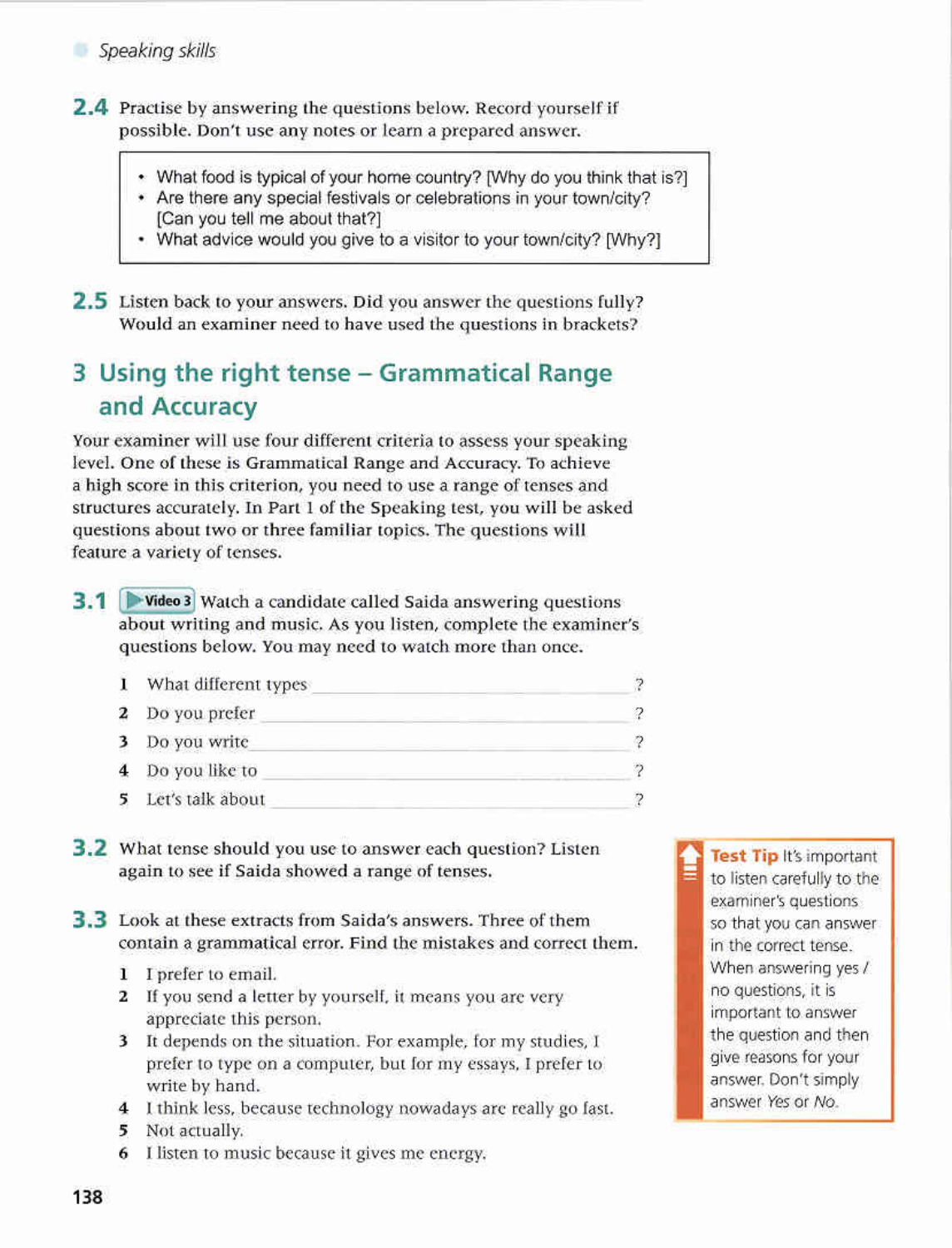**2.4** Practise by answering the questions below. Record yourself if possible. Don't use any notes or learn a prepared answer.

> - What food is typical of your home country? [Why do you think that is?]
> - Are there any special festivals or celebrations in your town/city? [Can you tell me about that?]
> - What advice would you give to a visitor to your town/city? [Why?]

**2.5** Listen back to your answers. Did you answer the questions fully? Would an examiner need to have used the questions in brackets?

## 3 Using the right tense – Grammatical Range and Accuracy

Your examiner will use four different criteria to assess your speaking level. One of these is Grammatical Range and Accuracy. To achieve a high score in this criterion, you need to use a range of tenses and structures accurately. In Part 1 of the Speaking test, you will be asked questions about two or three familiar topics. The questions will feature a variety of tenses.

**3.1** ▶ **Video 3** Watch a candidate called Saida answering questions about writing and music. As you listen, complete the examiner's questions below. You may need to watch more than once.

1. What different types ______________________?
2. Do you prefer ______________________?
3. Do you write ______________________?
4. Do you like to ______________________?
5. Let's talk about ______________________?

**3.2** What tense should you use to answer each question? Listen again to see if Saida showed a range of tenses.

**3.3** Look at these extracts from Saida's answers. Three of them contain a grammatical error. Find the mistakes and correct them.

1. I prefer to email.
2. If you send a letter by yourself, it means you are very appreciate this person.
3. It depends on the situation. For example, for my studies, I prefer to type on a computer, but for my essays, I prefer to write by hand.
4. I think less, because technology nowadays are really go fast.
5. Not actually.
6. I listen to music because it gives me energy.

> **Test Tip** It's important to listen carefully to the examiner's questions so that you can answer in the correct tense. When answering yes / no questions, it is important to answer the question and then give reasons for your answer. Don't simply answer *Yes* or *No*.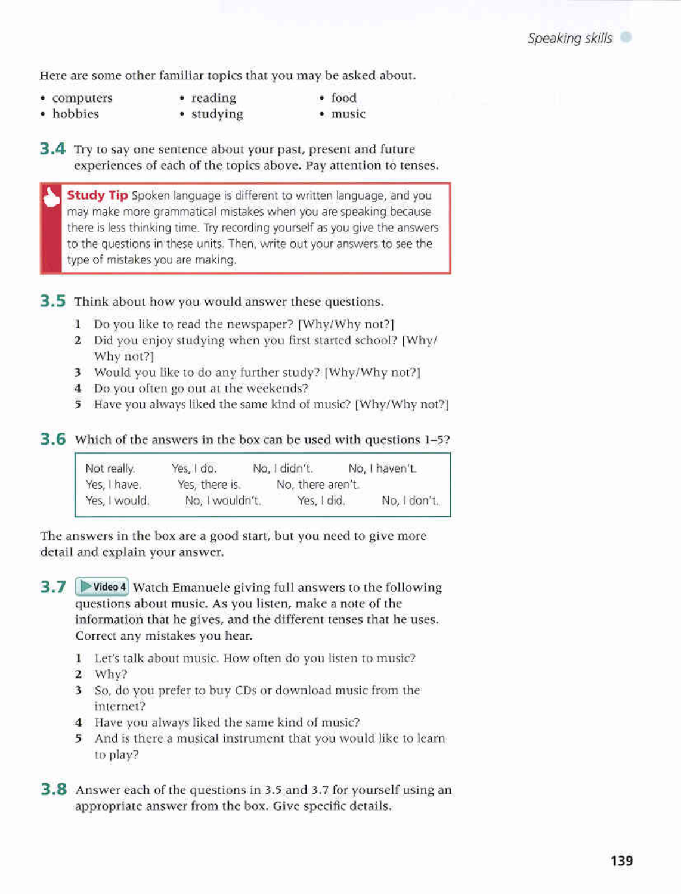Here are some other familiar topics that you may be asked about.

- computers
- reading
- food
- hobbies
- studying
- music

**3.4** Try to say one sentence about your past, present and future experiences of each of the topics above. Pay attention to tenses.

> **Study Tip** Spoken language is different to written language, and you may make more grammatical mistakes when you are speaking because there is less thinking time. Try recording yourself as you give the answers to the questions in these units. Then, write out your answers to see the type of mistakes you are making.

**3.5** Think about how you would answer these questions.

1. Do you like to read the newspaper? [Why/Why not?]
2. Did you enjoy studying when you first started school? [Why/Why not?]
3. Would you like to do any further study? [Why/Why not?]
4. Do you often go out at the weekends?
5. Have you always liked the same kind of music? [Why/Why not?]

**3.6** Which of the answers in the box can be used with questions 1–5?

| | | | |
|---|---|---|---|
| Not really. | Yes, I do. | No, I didn't. | No, I haven't. |
| Yes, I have. | Yes, there is. | No, there aren't. | |
| Yes, I would. | No, I wouldn't. | Yes, I did. | No, I don't. |

The answers in the box are a good start, but you need to give more detail and explain your answer.

**3.7** **Video 4** Watch Emanuele giving full answers to the following questions about music. As you listen, make a note of the information that he gives, and the different tenses that he uses. Correct any mistakes you hear.

1. Let's talk about music. How often do you listen to music?
2. Why?
3. So, do you prefer to buy CDs or download music from the internet?
4. Have you always liked the same kind of music?
5. And is there a musical instrument that you would like to learn to play?

**3.8** Answer each of the questions in 3.5 and 3.7 for yourself using an appropriate answer from the box. Give specific details.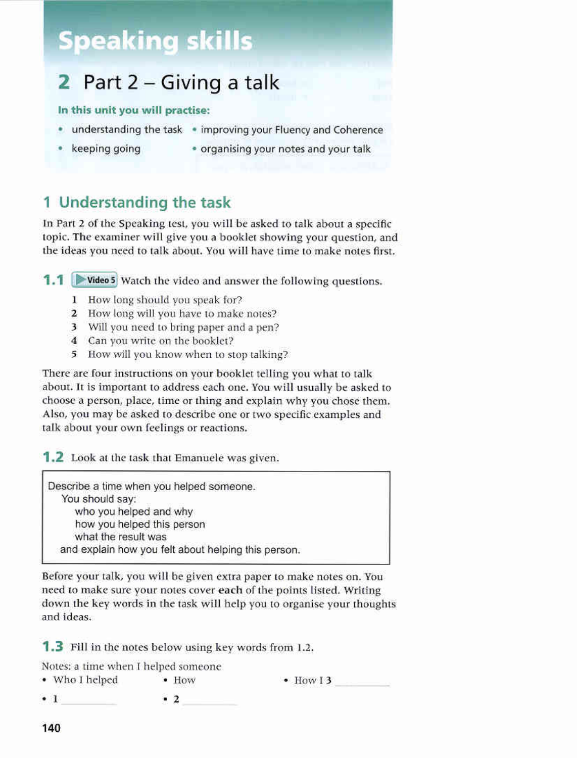# Speaking skills

## 2 Part 2 – Giving a talk

**In this unit you will practise:**

- understanding the task
- keeping going
- improving your Fluency and Coherence
- organising your notes and your talk

## 1 Understanding the task

In Part 2 of the Speaking test, you will be asked to talk about a specific topic. The examiner will give you a booklet showing your question, and the ideas you need to talk about. You will have time to make notes first.

**1.1** ▶Video 5 Watch the video and answer the following questions.

1. How long should you speak for?
2. How long will you have to make notes?
3. Will you need to bring paper and a pen?
4. Can you write on the booklet?
5. How will you know when to stop talking?

There are four instructions on your booklet telling you what to talk about. It is important to address each one. You will usually be asked to choose a person, place, time or thing and explain why you chose them. Also, you may be asked to describe one or two specific examples and talk about your own feelings or reactions.

**1.2** Look at the task that Emanuele was given.

> Describe a time when you helped someone.
> You should say:
> who you helped and why
> how you helped this person
> what the result was
> and explain how you felt about helping this person.

Before your talk, you will be given extra paper to make notes on. You need to make sure your notes cover **each** of the points listed. Writing down the key words in the task will help you to organise your thoughts and ideas.

**1.3** Fill in the notes below using key words from 1.2.

Notes: a time when I helped someone

- Who I helped
- 1 ________
- How
- 2 ________
- How I 3 ________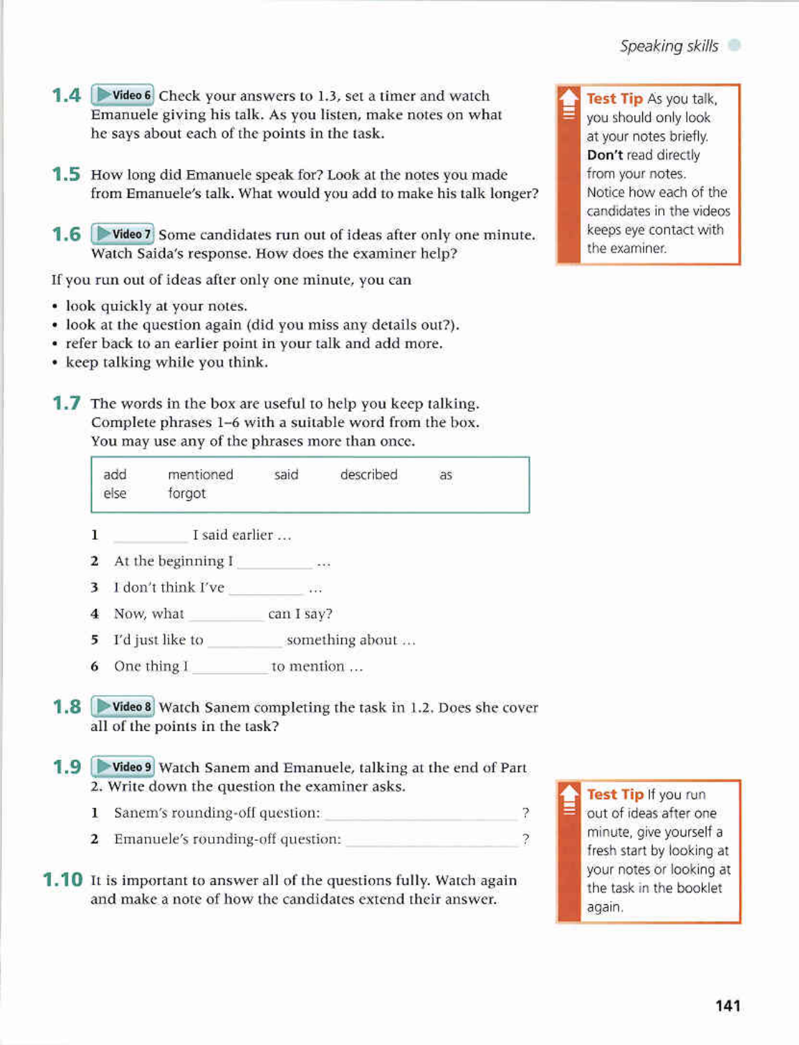**1.4** ▶Video 6 Check your answers to 1.3, set a timer and watch Emanuele giving his talk. As you listen, make notes on what he says about each of the points in the task.

**1.5** How long did Emanuele speak for? Look at the notes you made from Emanuele's talk. What would you add to make his talk longer?

**1.6** ▶Video 7 Some candidates run out of ideas after only one minute. Watch Saida's response. How does the examiner help?

If you run out of ideas after only one minute, you can

- look quickly at your notes.
- look at the question again (did you miss any details out?).
- refer back to an earlier point in your talk and add more.
- keep talking while you think.

**1.7** The words in the box are useful to help you keep talking. Complete phrases 1–6 with a suitable word from the box. You may use any of the phrases more than once.

| add | mentioned | said | described | as |
|---|---|---|---|---|
| else | forgot | | | |

1 __________ I said earlier ...
2 At the beginning I __________ ...
3 I don't think I've __________ ...
4 Now, what __________ can I say?
5 I'd just like to __________ something about ...
6 One thing I __________ to mention ...

**1.8** ▶Video 8 Watch Sanem completing the task in 1.2. Does she cover all of the points in the task?

**1.9** ▶Video 9 Watch Sanem and Emanuele, talking at the end of Part 2. Write down the question the examiner asks.

1 Sanem's rounding-off question: ______________________________?
2 Emanuele's rounding-off question: ______________________________?

**1.10** It is important to answer all of the questions fully. Watch again and make a note of how the candidates extend their answer.

**Test Tip** As you talk, you should only look at your notes briefly. **Don't** read directly from your notes. Notice how each of the candidates in the videos keeps eye contact with the examiner.

**Test Tip** If you run out of ideas after one minute, give yourself a fresh start by looking at your notes or looking at the task in the booklet again.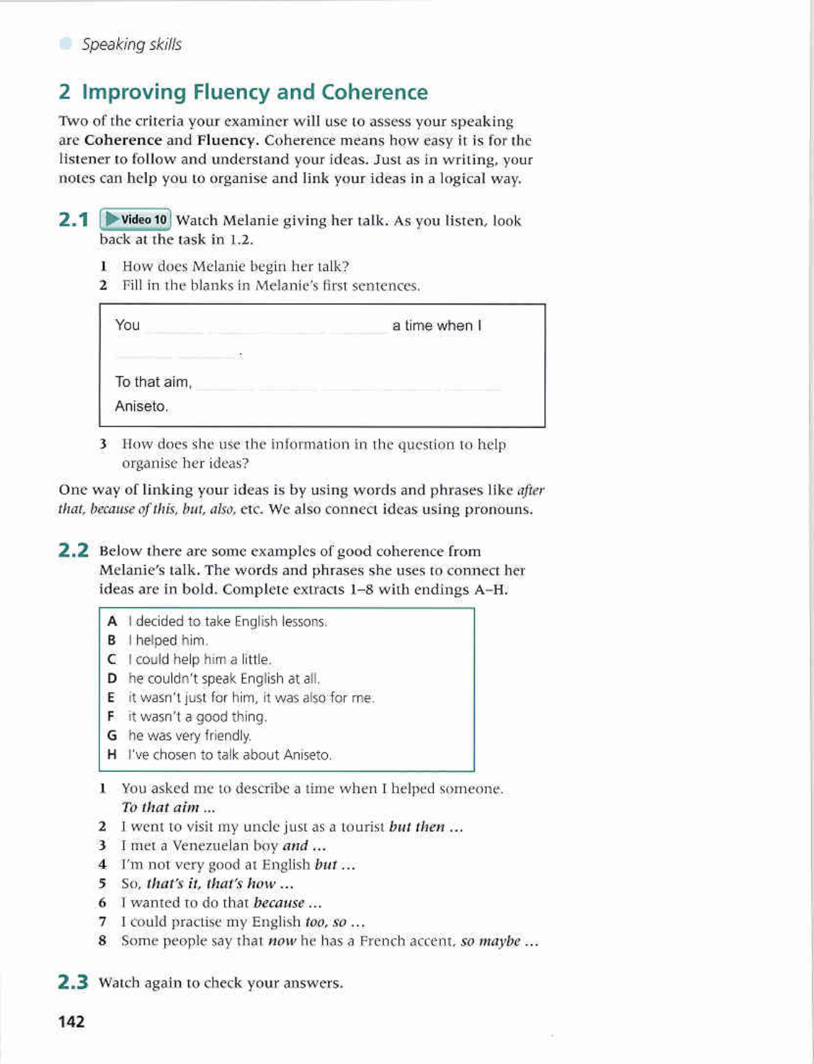Speaking skills

## 2 Improving Fluency and Coherence

Two of the criteria your examiner will use to assess your speaking are **Coherence** and **Fluency**. Coherence means how easy it is for the listener to follow and understand your ideas. Just as in writing, your notes can help you to organise and link your ideas in a logical way.

**2.1** **Video 10** Watch Melanie giving her talk. As you listen, look back at the task in 1.2.

1. How does Melanie begin her talk?
2. Fill in the blanks in Melanie's first sentences.

> You ______________________________ a time when I ______________.
>
> To that aim, ______________________________
>
> Aniseto.

3. How does she use the information in the question to help organise her ideas?

One way of linking your ideas is by using words and phrases like *after that, because of this, but, also,* etc. We also connect ideas using pronouns.

**2.2** Below there are some examples of good coherence from Melanie's talk. The words and phrases she uses to connect her ideas are in bold. Complete extracts 1–8 with endings A–H.

> **A** I decided to take English lessons.
> **B** I helped him.
> **C** I could help him a little.
> **D** he couldn't speak English at all.
> **E** it wasn't just for him, it was also for me.
> **F** it wasn't a good thing.
> **G** he was very friendly.
> **H** I've chosen to talk about Aniseto.

1. You asked me to describe a time when I helped someone. ***To that aim ...***
2. I went to visit my uncle just as a tourist ***but then ...***
3. I met a Venezuelan boy ***and ...***
4. I'm not very good at English ***but ...***
5. So, ***that's it, that's how ...***
6. I wanted to do that ***because ...***
7. I could practise my English ***too, so ...***
8. Some people say that ***now*** he has a French accent, ***so maybe ...***

**2.3** Watch again to check your answers.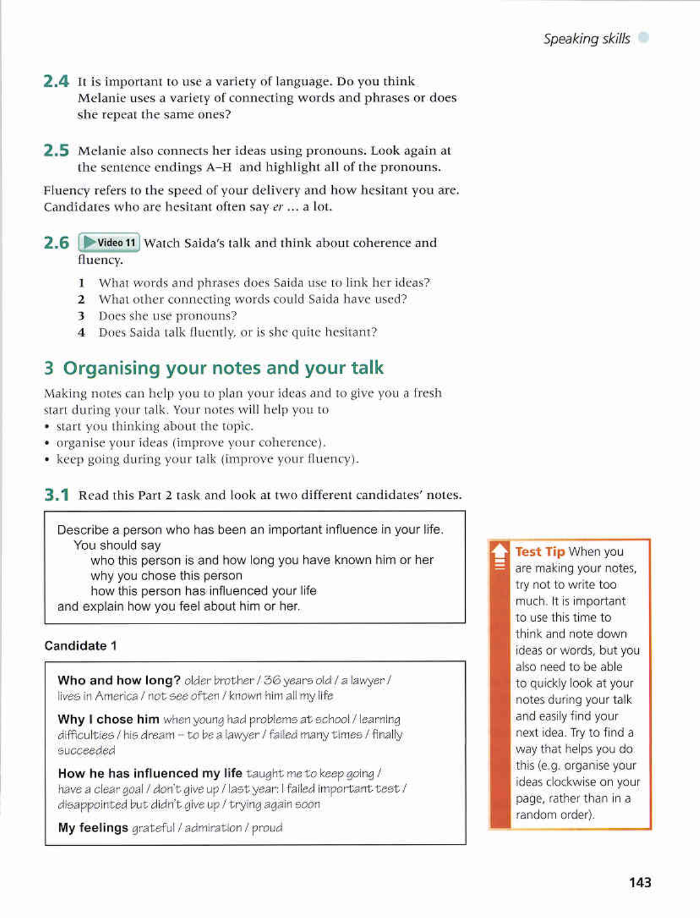**2.4** It is important to use a variety of language. Do you think Melanie uses a variety of connecting words and phrases or does she repeat the same ones?

**2.5** Melanie also connects her ideas using pronouns. Look again at the sentence endings A–H and highlight all of the pronouns.

Fluency refers to the speed of your delivery and how hesitant you are. Candidates who are hesitant often say *er* ... a lot.

**2.6** ▶ **Video 11** Watch Saida's talk and think about coherence and fluency.

1. What words and phrases does Saida use to link her ideas?
2. What other connecting words could Saida have used?
3. Does she use pronouns?
4. Does Saida talk fluently, or is she quite hesitant?

## 3 Organising your notes and your talk

Making notes can help you to plan your ideas and to give you a fresh start during your talk. Your notes will help you to

- start you thinking about the topic.
- organise your ideas (improve your coherence).
- keep going during your talk (improve your fluency).

**3.1** Read this Part 2 task and look at two different candidates' notes.

> Describe a person who has been an important influence in your life.
> You should say
> who this person is and how long you have known him or her
> why you chose this person
> how this person has influenced your life
> and explain how you feel about him or her.

**Candidate 1**

> **Who and how long?** older brother / 36 years old / a lawyer / lives in America / not see often / known him all my life
>
> **Why I chose him** when young had problems at school / learning difficulties / his dream – to be a lawyer / failed many times / finally succeeded
>
> **How he has influenced my life** taught me to keep going / have a clear goal / don't give up / last year: I failed important test / disappointed but didn't give up / trying again soon
>
> **My feelings** grateful / admiration / proud

**Test Tip** When you are making your notes, try not to write too much. It is important to use this time to think and note down ideas or words, but you also need to be able to quickly look at your notes during your talk and easily find your next idea. Try to find a way that helps you do this (e.g. organise your ideas clockwise on your page, rather than in a random order).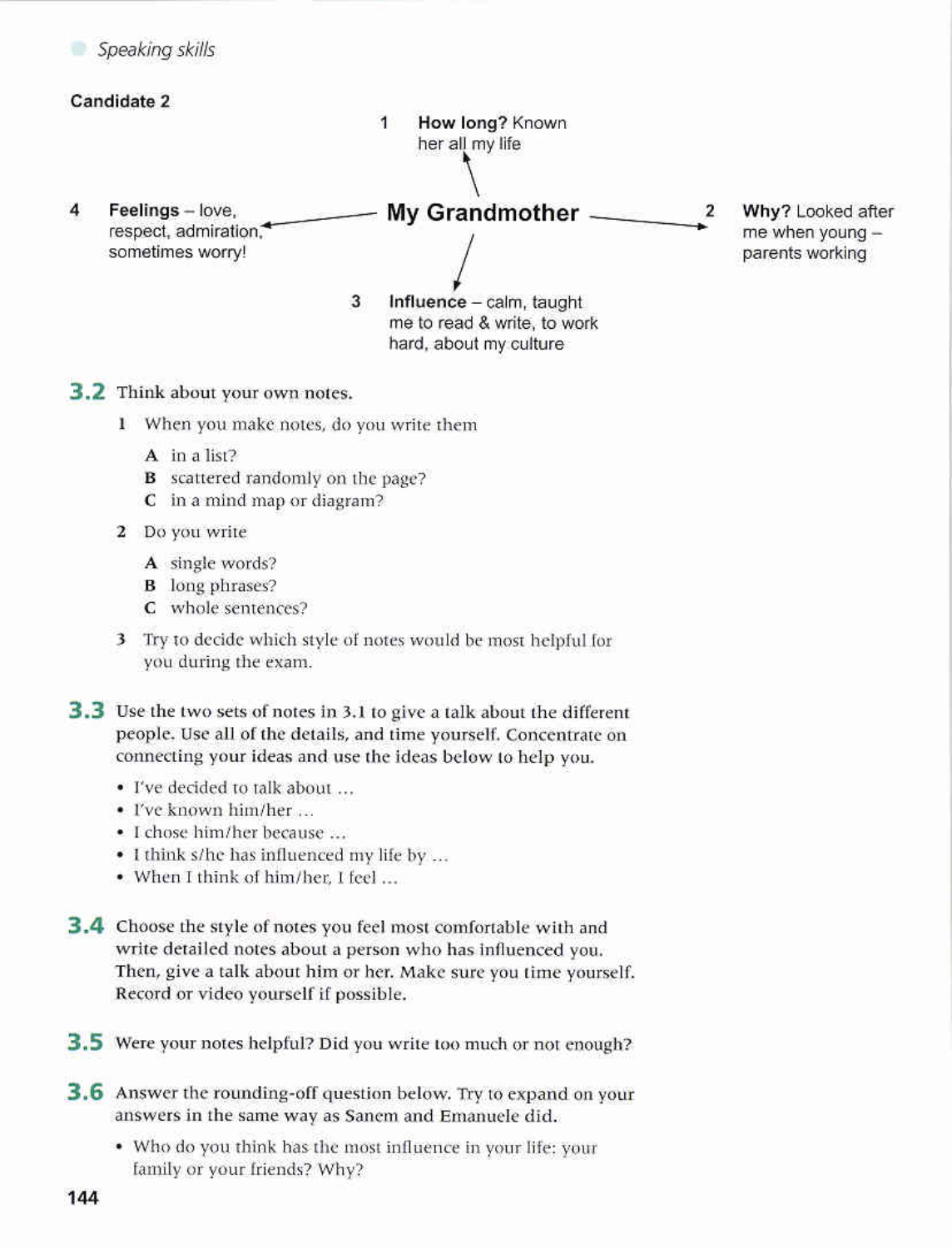Candidate 2

**My Grandmother**

1 **How long?** Known her all my life

2 **Why?** Looked after me when young – parents working

3 **Influence** – calm, taught me to read & write, to work hard, about my culture

4 **Feelings** – love, respect, admiration, sometimes worry!

## 3.2 Think about your own notes.

1 When you make notes, do you write them

- **A** in a list?
- **B** scattered randomly on the page?
- **C** in a mind map or diagram?

2 Do you write

- **A** single words?
- **B** long phrases?
- **C** whole sentences?

3 Try to decide which style of notes would be most helpful for you during the exam.

## 3.3 Use the two sets of notes in 3.1 to give a talk about the different people. Use all of the details, and time yourself. Concentrate on connecting your ideas and use the ideas below to help you.

- I've decided to talk about …
- I've known him/her …
- I chose him/her because …
- I think s/he has influenced my life by …
- When I think of him/her, I feel …

## 3.4 Choose the style of notes you feel most comfortable with and write detailed notes about a person who has influenced you. Then, give a talk about him or her. Make sure you time yourself. Record or video yourself if possible.

## 3.5 Were your notes helpful? Did you write too much or not enough?

## 3.6 Answer the rounding-off question below. Try to expand on your answers in the same way as Sanem and Emanuele did.

- Who do you think has the most influence in your life: your family or your friends? Why?